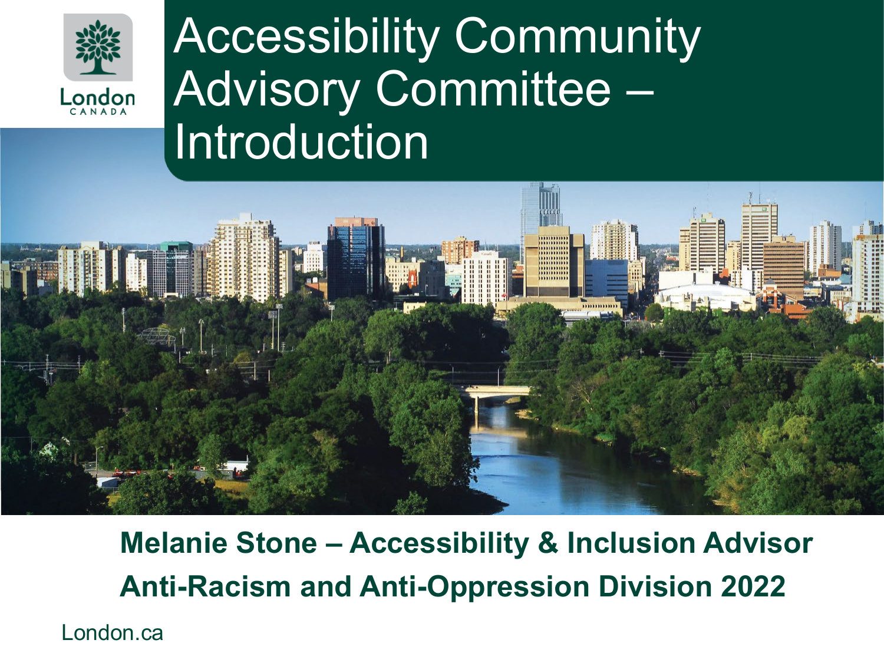London CANADA

# Accessibility Community Advisory Committee – Introduction

**Melanie Stone – Accessibility & Inclusion Advisor**

**Anti-Racism and Anti-Oppression Division 2022**

London.ca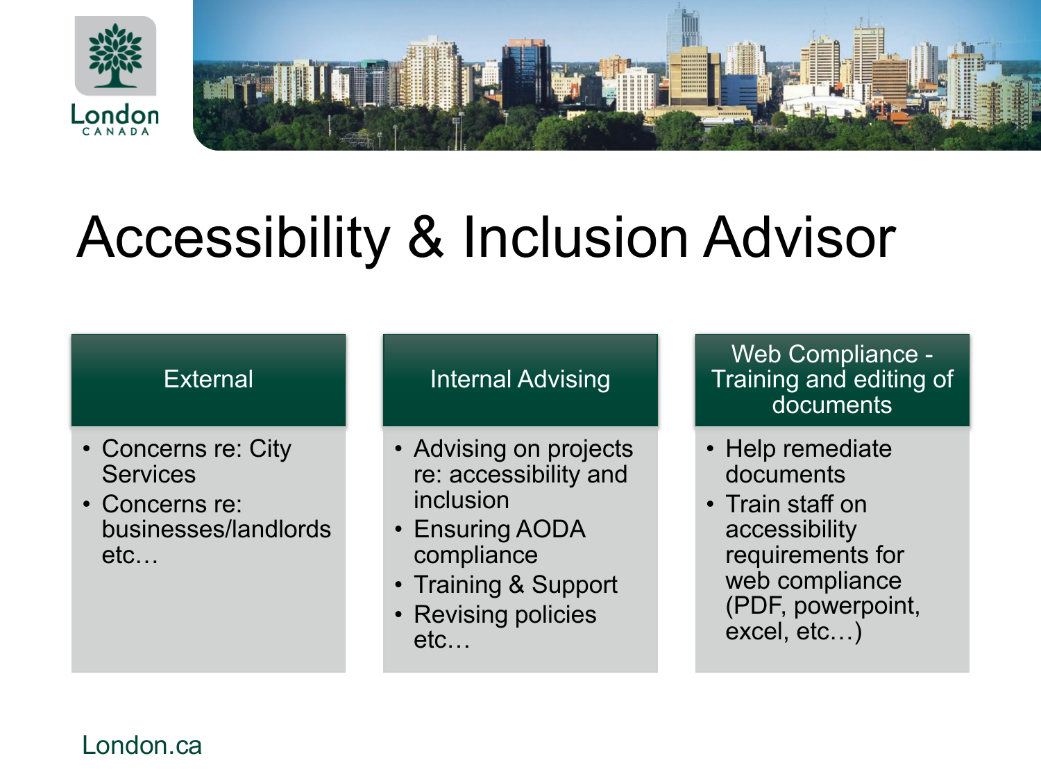# Accessibility & Inclusion Advisor

## External

- Concerns re: City Services
- Concerns re: businesses/landlords etc…

## Internal Advising

- Advising on projects re: accessibility and inclusion
- Ensuring AODA compliance
- Training & Support
- Revising policies etc…

## Web Compliance - Training and editing of documents

- Help remediate documents
- Train staff on accessibility requirements for web compliance (PDF, powerpoint, excel, etc…)

London.ca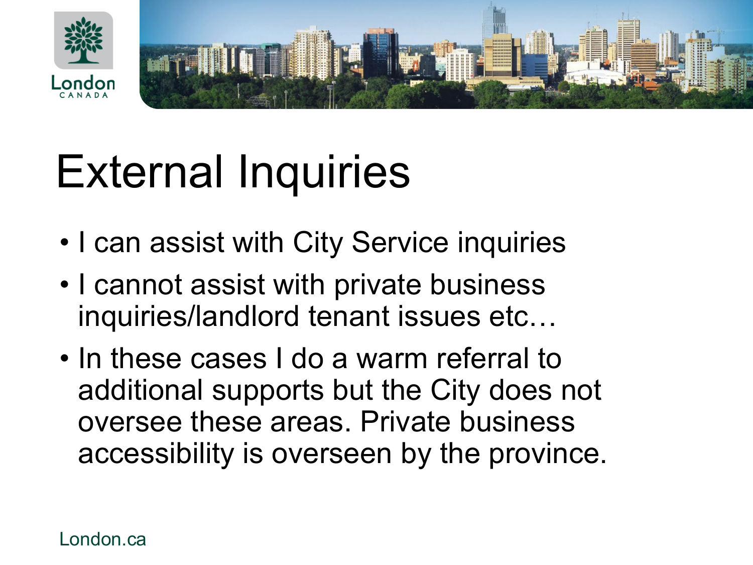# External Inquiries

- I can assist with City Service inquiries
- I cannot assist with private business inquiries/landlord tenant issues etc…
- In these cases I do a warm referral to additional supports but the City does not oversee these areas. Private business accessibility is overseen by the province.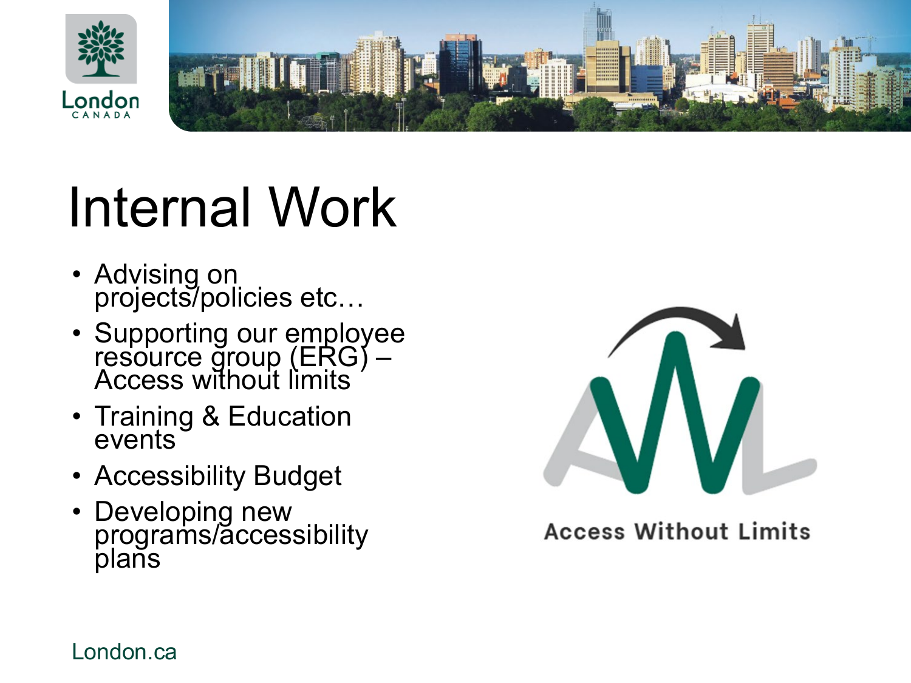# Internal Work

- Advising on projects/policies etc…
- Supporting our employee resource group (ERG) – Access without limits
- Training & Education events
- Accessibility Budget
- Developing new programs/accessibility plans

Access Without Limits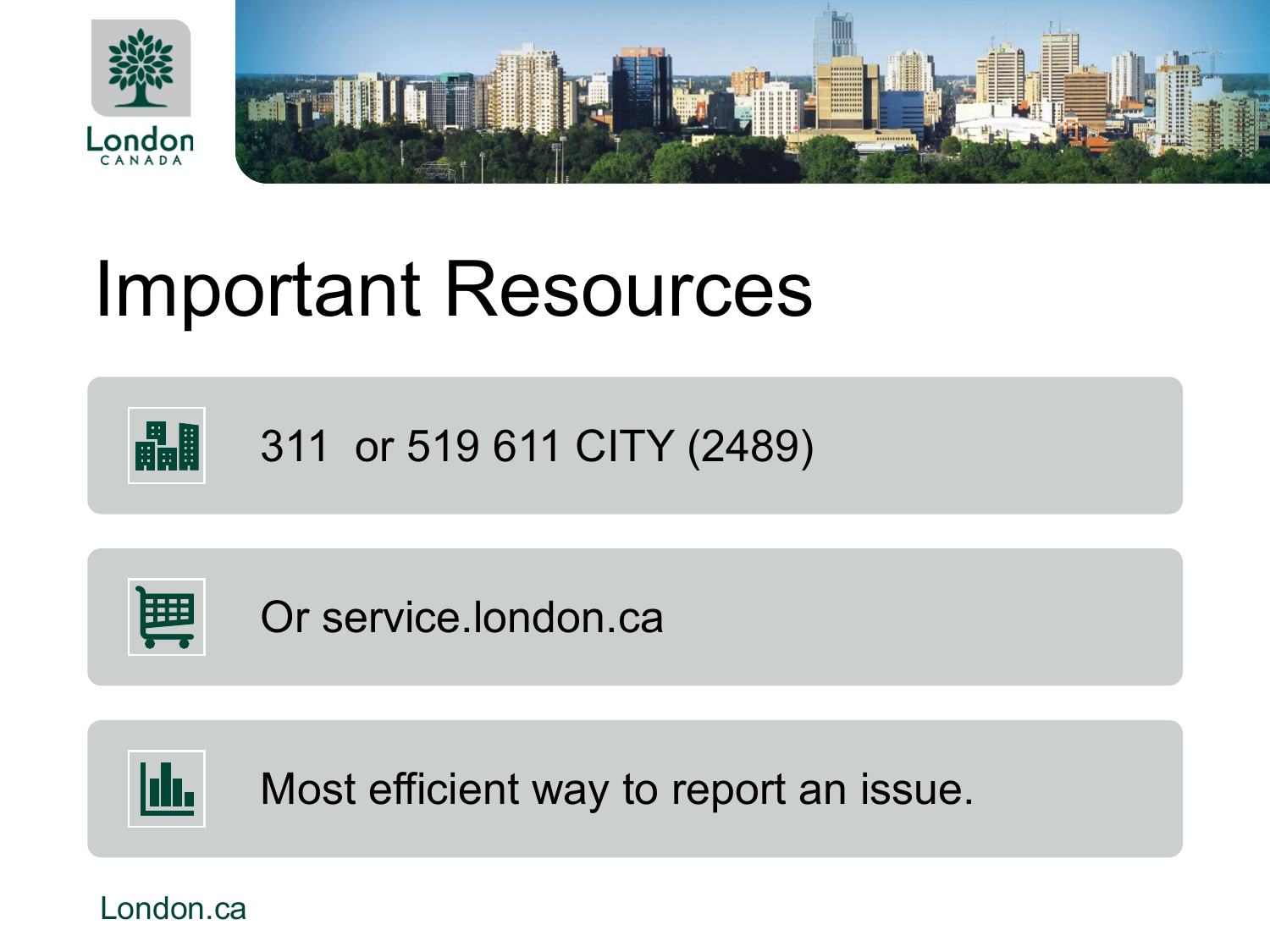# Important Resources

- 311 or 519 611 CITY (2489)
- Or service.london.ca
- Most efficient way to report an issue.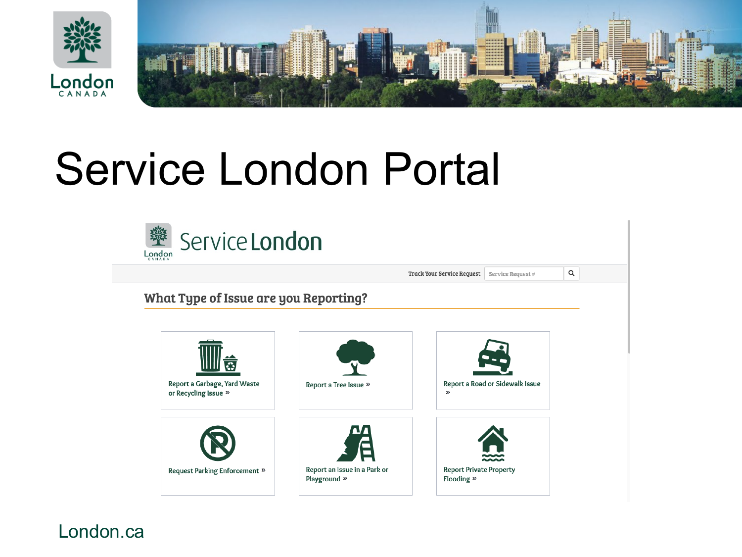# Service London Portal

Service London

Track Your Service Request [Service Request #]

## What Type of Issue are you Reporting?

- Report a Garbage, Yard Waste or Recycling Issue »
- Report a Tree Issue »
- Report a Road or Sidewalk Issue »
- Request Parking Enforcement »
- Report an Issue in a Park or Playground »
- Report Private Property Flooding »

London.ca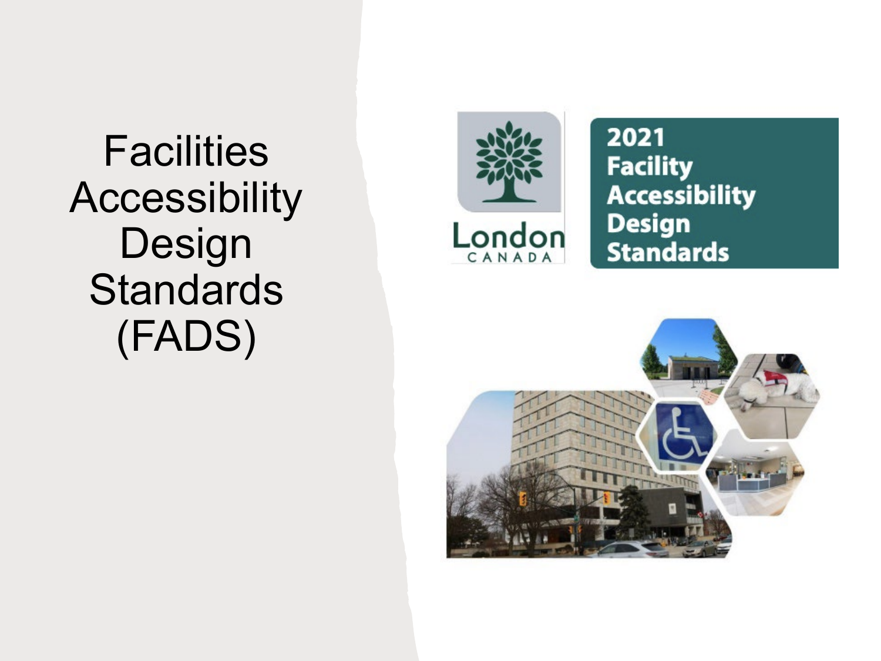# Facilities Accessibility Design Standards (FADS)

London
CANADA

2021
Facility
Accessibility
Design
Standards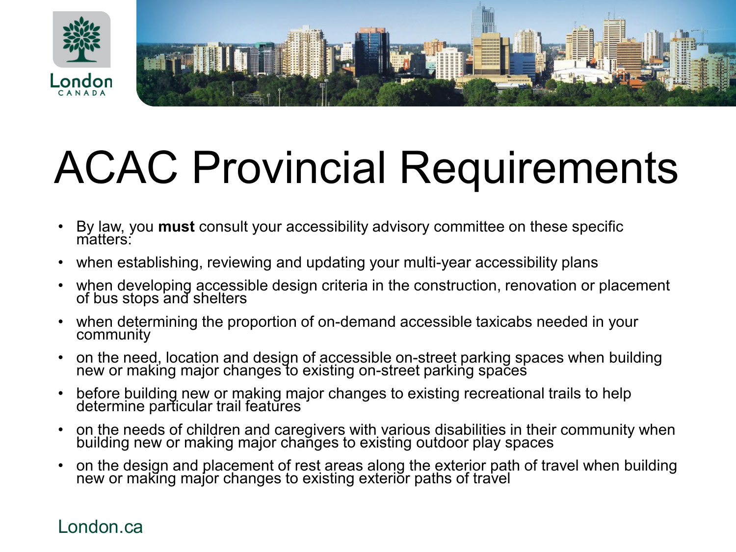# ACAC Provincial Requirements

- By law, you **must** consult your accessibility advisory committee on these specific matters:
- when establishing, reviewing and updating your multi-year accessibility plans
- when developing accessible design criteria in the construction, renovation or placement of bus stops and shelters
- when determining the proportion of on-demand accessible taxicabs needed in your community
- on the need, location and design of accessible on-street parking spaces when building new or making major changes to existing on-street parking spaces
- before building new or making major changes to existing recreational trails to help determine particular trail features
- on the needs of children and caregivers with various disabilities in their community when building new or making major changes to existing outdoor play spaces
- on the design and placement of rest areas along the exterior path of travel when building new or making major changes to existing exterior paths of travel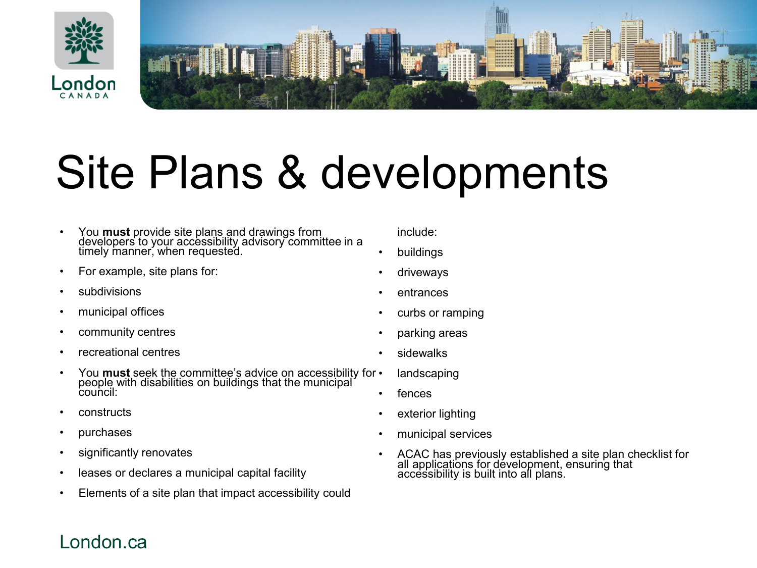# Site Plans & developments

- You **must** provide site plans and drawings from developers to your accessibility advisory committee in a timely manner, when requested.
- For example, site plans for:
- subdivisions
- municipal offices
- community centres
- recreational centres
- You **must** seek the committee's advice on accessibility for people with disabilities on buildings that the municipal council:
- constructs
- purchases
- significantly renovates
- leases or declares a municipal capital facility
- Elements of a site plan that impact accessibility could include:
- buildings
- driveways
- entrances
- curbs or ramping
- parking areas
- sidewalks
- landscaping
- fences
- exterior lighting
- municipal services
- ACAC has previously established a site plan checklist for all applications for development, ensuring that accessibility is built into all plans.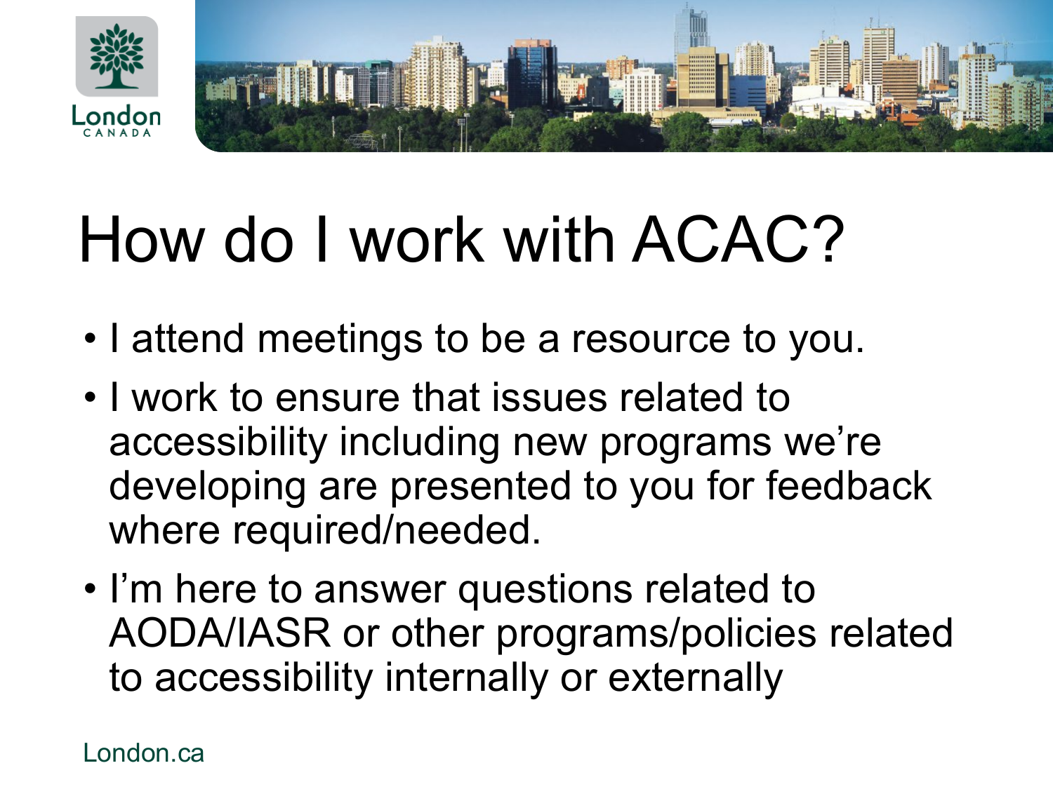# How do I work with ACAC?

- I attend meetings to be a resource to you.
- I work to ensure that issues related to accessibility including new programs we're developing are presented to you for feedback where required/needed.
- I'm here to answer questions related to AODA/IASR or other programs/policies related to accessibility internally or externally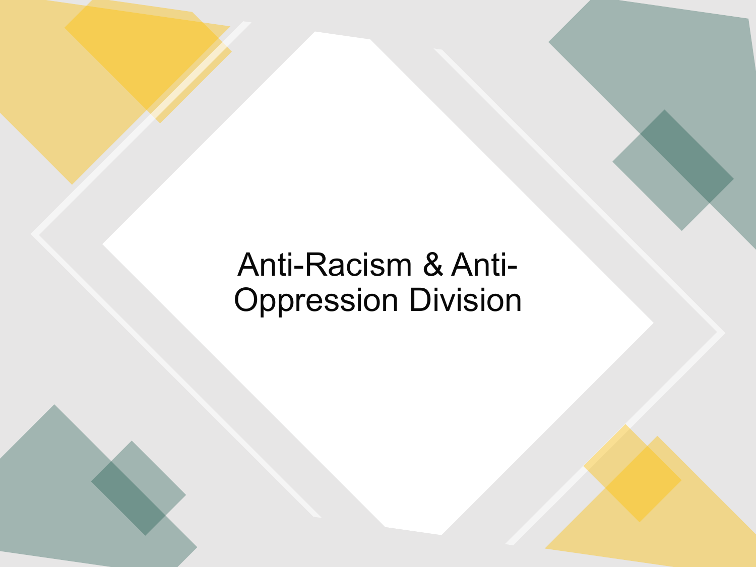# Anti-Racism & Anti-Oppression Division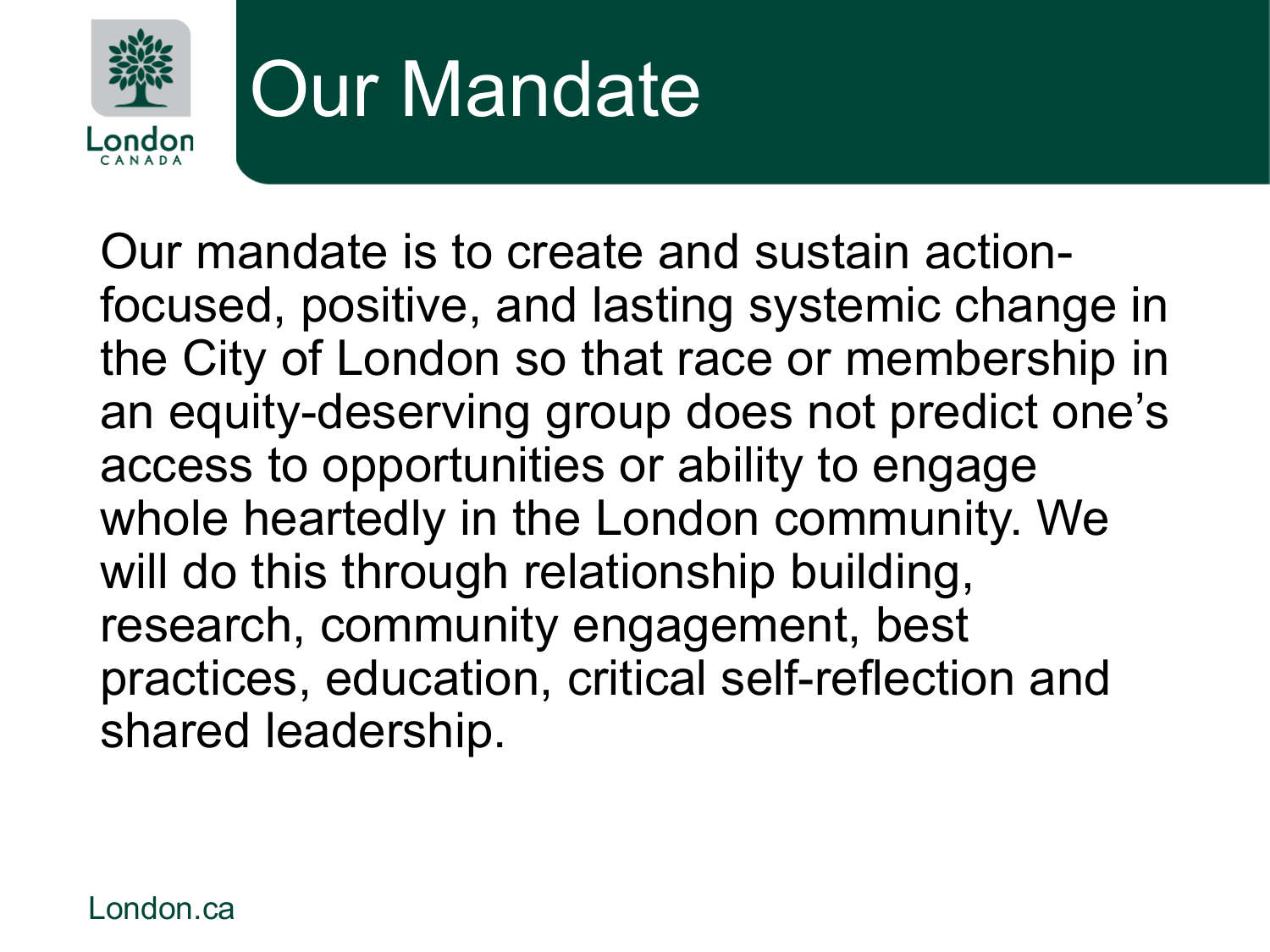# Our Mandate

Our mandate is to create and sustain action-focused, positive, and lasting systemic change in the City of London so that race or membership in an equity-deserving group does not predict one's access to opportunities or ability to engage whole heartedly in the London community. We will do this through relationship building, research, community engagement, best practices, education, critical self-reflection and shared leadership.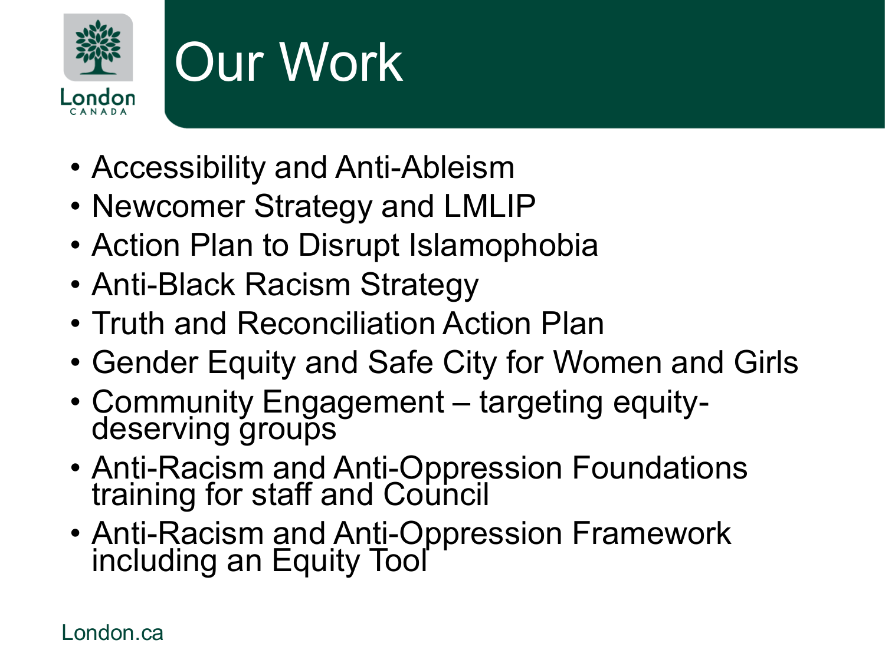# Our Work

- Accessibility and Anti-Ableism
- Newcomer Strategy and LMLIP
- Action Plan to Disrupt Islamophobia
- Anti-Black Racism Strategy
- Truth and Reconciliation Action Plan
- Gender Equity and Safe City for Women and Girls
- Community Engagement – targeting equity-deserving groups
- Anti-Racism and Anti-Oppression Foundations training for staff and Council
- Anti-Racism and Anti-Oppression Framework including an Equity Tool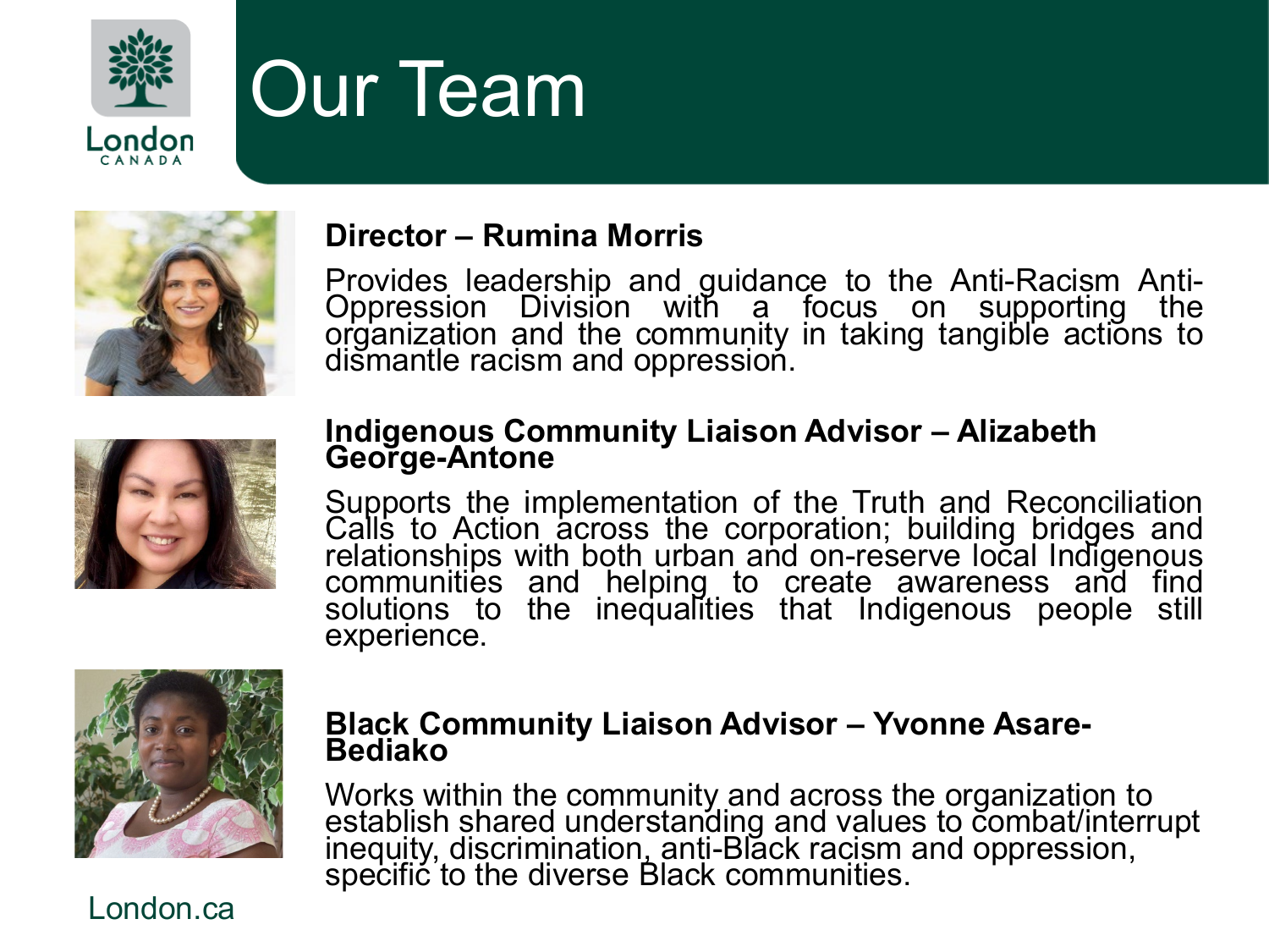# Our Team

**Director – Rumina Morris**

Provides leadership and guidance to the Anti-Racism Anti-Oppression Division with a focus on supporting the organization and the community in taking tangible actions to dismantle racism and oppression.

**Indigenous Community Liaison Advisor – Alizabeth George-Antone**

Supports the implementation of the Truth and Reconciliation Calls to Action across the corporation; building bridges and relationships with both urban and on-reserve local Indigenous communities and helping to create awareness and find solutions to the inequalities that Indigenous people still experience.

**Black Community Liaison Advisor – Yvonne Asare-Bediako**

Works within the community and across the organization to establish shared understanding and values to combat/interrupt inequity, discrimination, anti-Black racism and oppression, specific to the diverse Black communities.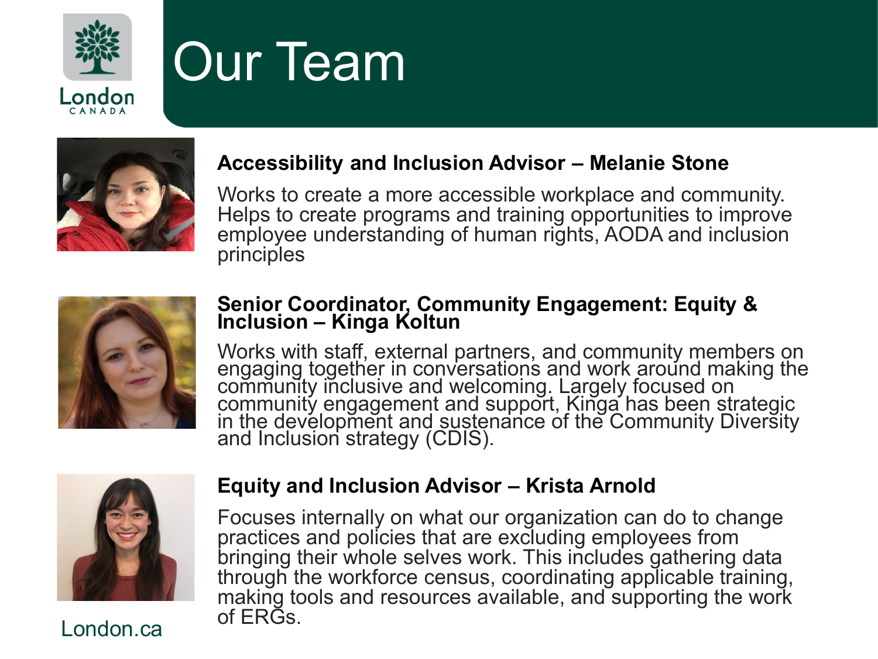# Our Team

### Accessibility and Inclusion Advisor – Melanie Stone

Works to create a more accessible workplace and community. Helps to create programs and training opportunities to improve employee understanding of human rights, AODA and inclusion principles

### Senior Coordinator, Community Engagement: Equity & Inclusion – Kinga Koltun

Works with staff, external partners, and community members on engaging together in conversations and work around making the community inclusive and welcoming. Largely focused on community engagement and support, Kinga has been strategic in the development and sustenance of the Community Diversity and Inclusion strategy (CDIS).

### Equity and Inclusion Advisor – Krista Arnold

Focuses internally on what our organization can do to change practices and policies that are excluding employees from bringing their whole selves work. This includes gathering data through the workforce census, coordinating applicable training, making tools and resources available, and supporting the work of ERGs.

London.ca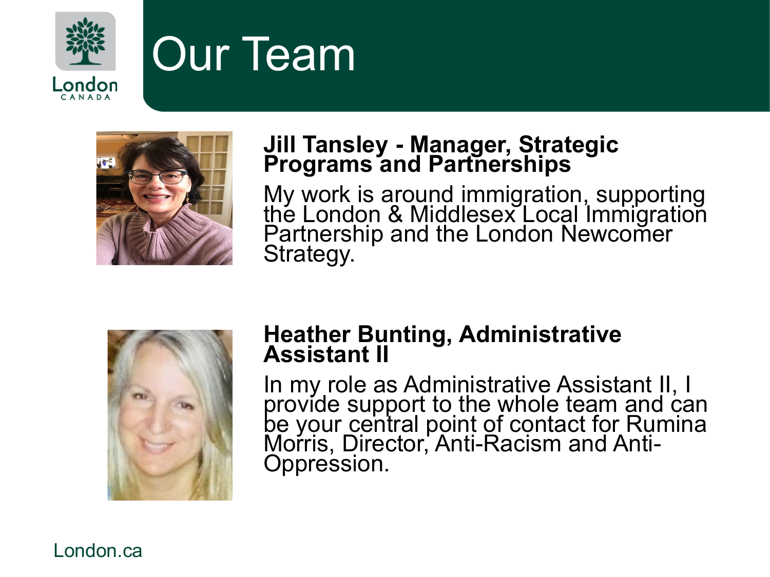# Our Team

**Jill Tansley - Manager, Strategic Programs and Partnerships**

My work is around immigration, supporting the London & Middlesex Local Immigration Partnership and the London Newcomer Strategy.

**Heather Bunting, Administrative Assistant II**

In my role as Administrative Assistant II, I provide support to the whole team and can be your central point of contact for Rumina Morris, Director, Anti-Racism and Anti-Oppression.

London.ca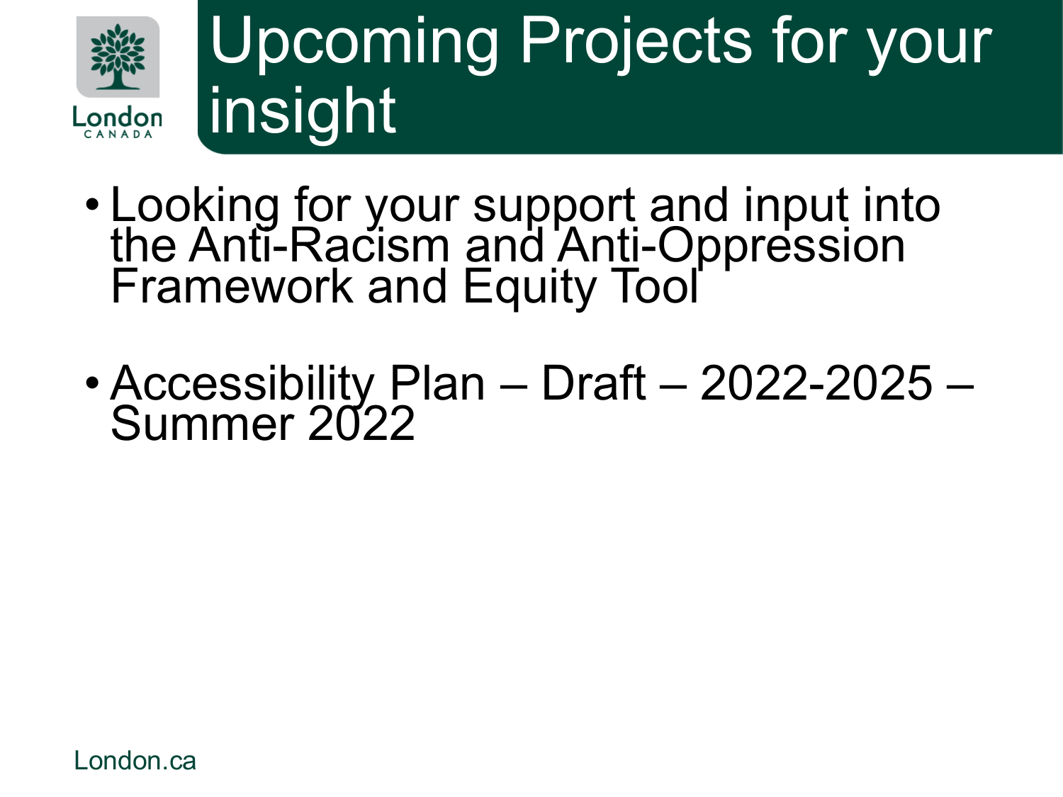# Upcoming Projects for your insight

- Looking for your support and input into the Anti-Racism and Anti-Oppression Framework and Equity Tool
- Accessibility Plan – Draft – 2022-2025 – Summer 2022